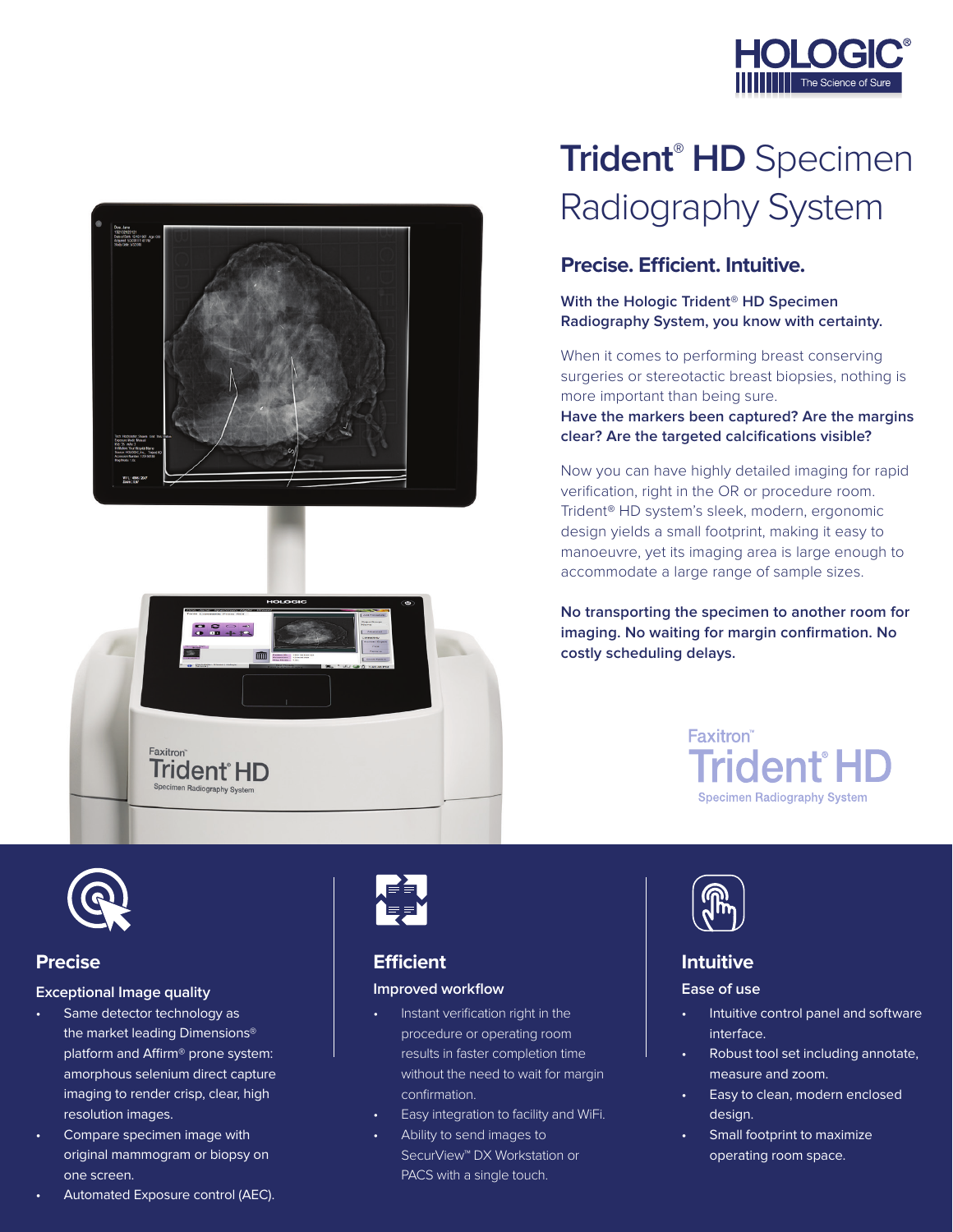# Trident® HD Specimen Radiography System

## Precise. Efficient. Intuitive.

**With the Hologic Trident® HD Specimen Radiography System, you know with certainty.**

When it comes to performing breast conserving surgeries or stereotactic breast biopsies, nothing is more important than being sure.
**Have the markers been captured? Are the margins clear? Are the targeted calcifications visible?**

Now you can have highly detailed imaging for rapid verification, right in the OR or procedure room. Trident® HD system's sleek, modern, ergonomic design yields a small footprint, making it easy to manoeuvre, yet its imaging area is large enough to accommodate a large range of sample sizes.

**No transporting the specimen to another room for imaging. No waiting for margin confirmation. No costly scheduling delays.**

### Precise

#### Exceptional Image quality

- Same detector technology as the market leading Dimensions® platform and Affirm® prone system: amorphous selenium direct capture imaging to render crisp, clear, high resolution images.
- Compare specimen image with original mammogram or biopsy on one screen.
- Automated Exposure control (AEC).

### Efficient

#### Improved workflow

- Instant verification right in the procedure or operating room results in faster completion time without the need to wait for margin confirmation.
- Easy integration to facility and WiFi.
- Ability to send images to SecurView™ DX Workstation or PACS with a single touch.

### Intuitive

#### Ease of use

- Intuitive control panel and software interface.
- Robust tool set including annotate, measure and zoom.
- Easy to clean, modern enclosed design.
- Small footprint to maximize operating room space.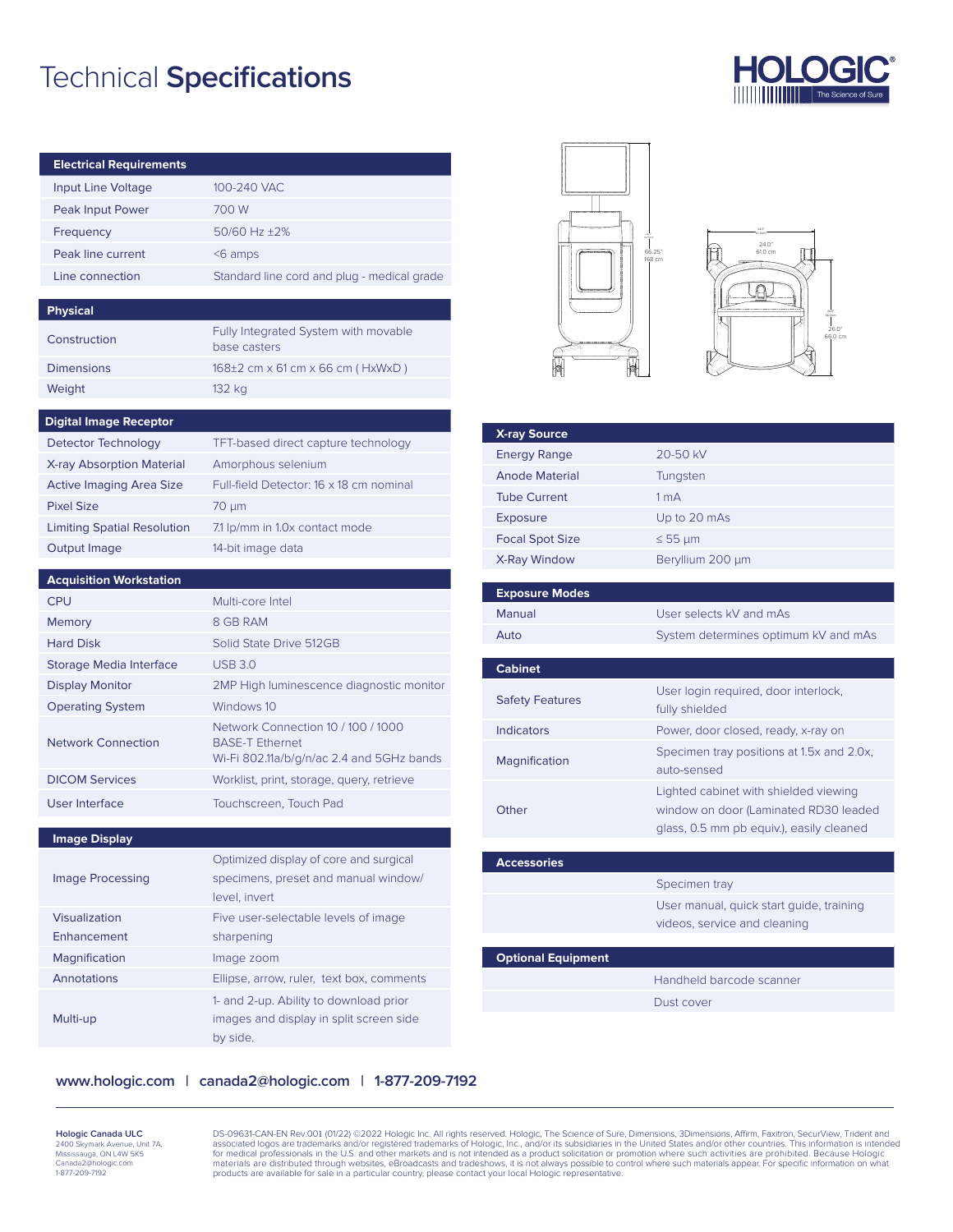# Technical **Specifications**

| Electrical Requirements | |
|---|---|
| Input Line Voltage | 100-240 VAC |
| Peak Input Power | 700 W |
| Frequency | 50/60 Hz ±2% |
| Peak line current | <6 amps |
| Line connection | Standard line cord and plug - medical grade |

| Physical | |
|---|---|
| Construction | Fully Integrated System with movable base casters |
| Dimensions | 168±2 cm x 61 cm x 66 cm ( HxWxD ) |
| Weight | 132 kg |

| Digital Image Receptor | |
|---|---|
| Detector Technology | TFT-based direct capture technology |
| X-ray Absorption Material | Amorphous selenium |
| Active Imaging Area Size | Full-field Detector: 16 x 18 cm nominal |
| Pixel Size | 70 µm |
| Limiting Spatial Resolution | 7.1 lp/mm in 1.0x contact mode |
| Output Image | 14-bit image data |

| Acquisition Workstation | |
|---|---|
| CPU | Multi-core Intel |
| Memory | 8 GB RAM |
| Hard Disk | Solid State Drive 512GB |
| Storage Media Interface | USB 3.0 |
| Display Monitor | 2MP High luminescence diagnostic monitor |
| Operating System | Windows 10 |
| Network Connection | Network Connection 10 / 100 / 1000 BASE-T Ethernet<br>Wi-Fi 802.11a/b/g/n/ac 2.4 and 5GHz bands |
| DICOM Services | Worklist, print, storage, query, retrieve |
| User Interface | Touchscreen, Touch Pad |

| Image Display | |
|---|---|
| Image Processing | Optimized display of core and surgical specimens, preset and manual window/ level, invert |
| Visualization Enhancement | Five user-selectable levels of image sharpening |
| Magnification | Image zoom |
| Annotations | Ellipse, arrow, ruler, text box, comments |
| Multi-up | 1- and 2-up. Ability to download prior images and display in split screen side by side. |

66.25"
168 cm

24.0"
61.0 cm

26.0"
66.0 cm

| X-ray Source | |
|---|---|
| Energy Range | 20-50 kV |
| Anode Material | Tungsten |
| Tube Current | 1 mA |
| Exposure | Up to 20 mAs |
| Focal Spot Size | ≤ 55 µm |
| X-Ray Window | Beryllium 200 µm |

| Exposure Modes | |
|---|---|
| Manual | User selects kV and mAs |
| Auto | System determines optimum kV and mAs |

| Cabinet | |
|---|---|
| Safety Features | User login required, door interlock, fully shielded |
| Indicators | Power, door closed, ready, x-ray on |
| Magnification | Specimen tray positions at 1.5x and 2.0x, auto-sensed |
| Other | Lighted cabinet with shielded viewing window on door (Laminated RD30 leaded glass, 0.5 mm pb equiv.), easily cleaned |

| Accessories | |
|---|---|
| | Specimen tray |
| | User manual, quick start guide, training videos, service and cleaning |

| Optional Equipment | |
|---|---|
| | Handheld barcode scanner |
| | Dust cover |

**www.hologic.com | canada2@hologic.com | 1-877-209-7192**

**Hologic Canada ULC**
2400 Skymark Avenue, Unit 7A,
Mississauga, ON L4W 5K5
Canada2@hologic.com
1-877-209-7192

DS-09631-CAN-EN Rev.001 (01/22) ©2022 Hologic Inc. All rights reserved. Hologic, The Science of Sure, Dimensions, 3Dimensions, Affirm, Faxitron, SecurView, Trident and associated logos are trademarks and/or registered trademarks of Hologic, Inc., and/or its subsidiaries in the United States and/or other countries. This information is intended for medical professionals in the U.S. and other markets and is not intended as a product solicitation or promotion where such activities are prohibited. Because Hologic materials are distributed through websites, eBroadcasts and tradeshows, it is not always possible to control where such materials appear. For specific information on what products are available for sale in a particular country, please contact your local Hologic representative.